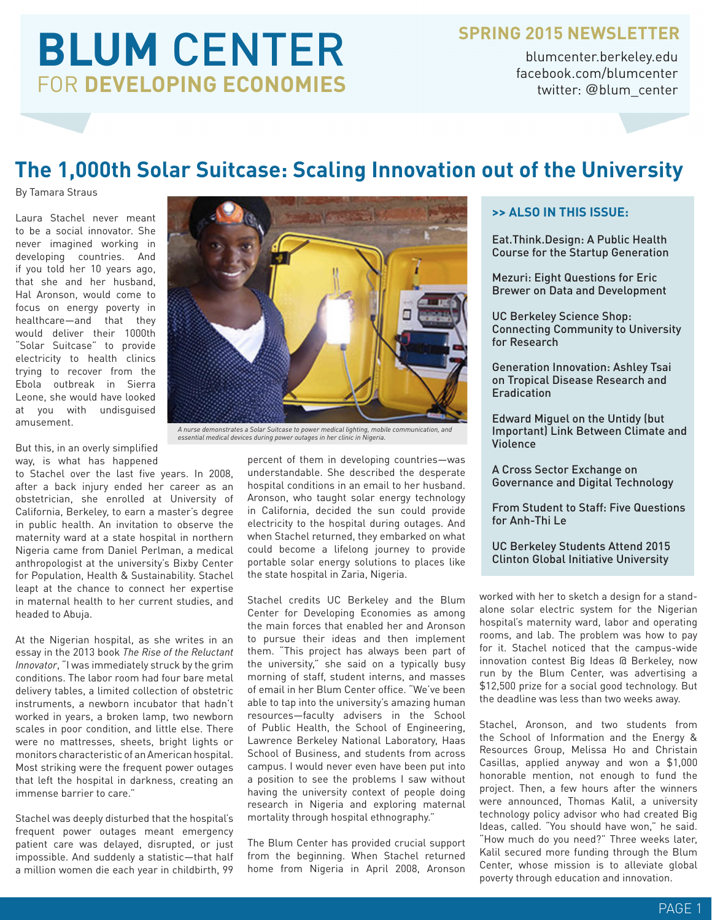# BLUM CENTER FOR DEVELOPING ECONOMIES

**SPRING 2015 NEWSLETTER**

blumcenter.berkeley.edu
facebook.com/blumcenter
twitter: @blum_center

## The 1,000th Solar Suitcase: Scaling Innovation out of the University

By Tamara Straus

Laura Stachel never meant to be a social innovator. She never imagined working in developing countries. And if you told her 10 years ago, that she and her husband, Hal Aronson, would come to focus on energy poverty in healthcare—and that they would deliver their 1000th "Solar Suitcase" to provide electricity to health clinics trying to recover from the Ebola outbreak in Sierra Leone, she would have looked at you with undisguised amusement.

*A nurse demonstrates a Solar Suitcase to power medical lighting, mobile communication, and essential medical devices during power outages in her clinic in Nigeria.*

But this, in an overly simplified way, is what has happened to Stachel over the last five years. In 2008, after a back injury ended her career as an obstetrician, she enrolled at University of California, Berkeley, to earn a master's degree in public health. An invitation to observe the maternity ward at a state hospital in northern Nigeria came from Daniel Perlman, a medical anthropologist at the university's Bixby Center for Population, Health & Sustainability. Stachel leapt at the chance to connect her expertise in maternal health to her current studies, and headed to Abuja.

At the Nigerian hospital, as she writes in an essay in the 2013 book *The Rise of the Reluctant Innovator*, "I was immediately struck by the grim conditions. The labor room had four bare metal delivery tables, a limited collection of obstetric instruments, a newborn incubator that hadn't worked in years, a broken lamp, two newborn scales in poor condition, and little else. There were no mattresses, sheets, bright lights or monitors characteristic of an American hospital. Most striking were the frequent power outages that left the hospital in darkness, creating an immense barrier to care."

Stachel was deeply disturbed that the hospital's frequent power outages meant emergency patient care was delayed, disrupted, or just impossible. And suddenly a statistic—that half a million women die each year in childbirth, 99 percent of them in developing countries—was understandable. She described the desperate hospital conditions in an email to her husband. Aronson, who taught solar energy technology in California, decided the sun could provide electricity to the hospital during outages. And when Stachel returned, they embarked on what could become a lifelong journey to provide portable solar energy solutions to places like the state hospital in Zaria, Nigeria.

Stachel credits UC Berkeley and the Blum Center for Developing Economies as among the main forces that enabled her and Aronson to pursue their ideas and then implement them. "This project has always been part of the university," she said on a typically busy morning of staff, student interns, and masses of email in her Blum Center office. "We've been able to tap into the university's amazing human resources—faculty advisers in the School of Public Health, the School of Engineering, Lawrence Berkeley National Laboratory, Haas School of Business, and students from across campus. I would never even have been put into a position to see the problems I saw without having the university context of people doing research in Nigeria and exploring maternal mortality through hospital ethnography."

The Blum Center has provided crucial support from the beginning. When Stachel returned home from Nigeria in April 2008, Aronson worked with her to sketch a design for a stand-alone solar electric system for the Nigerian hospital's maternity ward, labor and operating rooms, and lab. The problem was how to pay for it. Stachel noticed that the campus-wide innovation contest Big Ideas @ Berkeley, now run by the Blum Center, was advertising a $12,500 prize for a social good technology. But the deadline was less than two weeks away.

Stachel, Aronson, and two students from the School of Information and the Energy & Resources Group, Melissa Ho and Christain Casillas, applied anyway and won a $1,000 honorable mention, not enough to fund the project. Then, a few hours after the winners were announced, Thomas Kalil, a university technology policy advisor who had created Big Ideas, called. "You should have won," he said. "How much do you need?" Three weeks later, Kalil secured more funding through the Blum Center, whose mission is to alleviate global poverty through education and innovation.

**>> ALSO IN THIS ISSUE:**

- Eat.Think.Design: A Public Health Course for the Startup Generation
- Mezuri: Eight Questions for Eric Brewer on Data and Development
- UC Berkeley Science Shop: Connecting Community to University for Research
- Generation Innovation: Ashley Tsai on Tropical Disease Research and Eradication
- Edward Miguel on the Untidy (but Important) Link Between Climate and Violence
- A Cross Sector Exchange on Governance and Digital Technology
- From Student to Staff: Five Questions for Anh-Thi Le
- UC Berkeley Students Attend 2015 Clinton Global Initiative University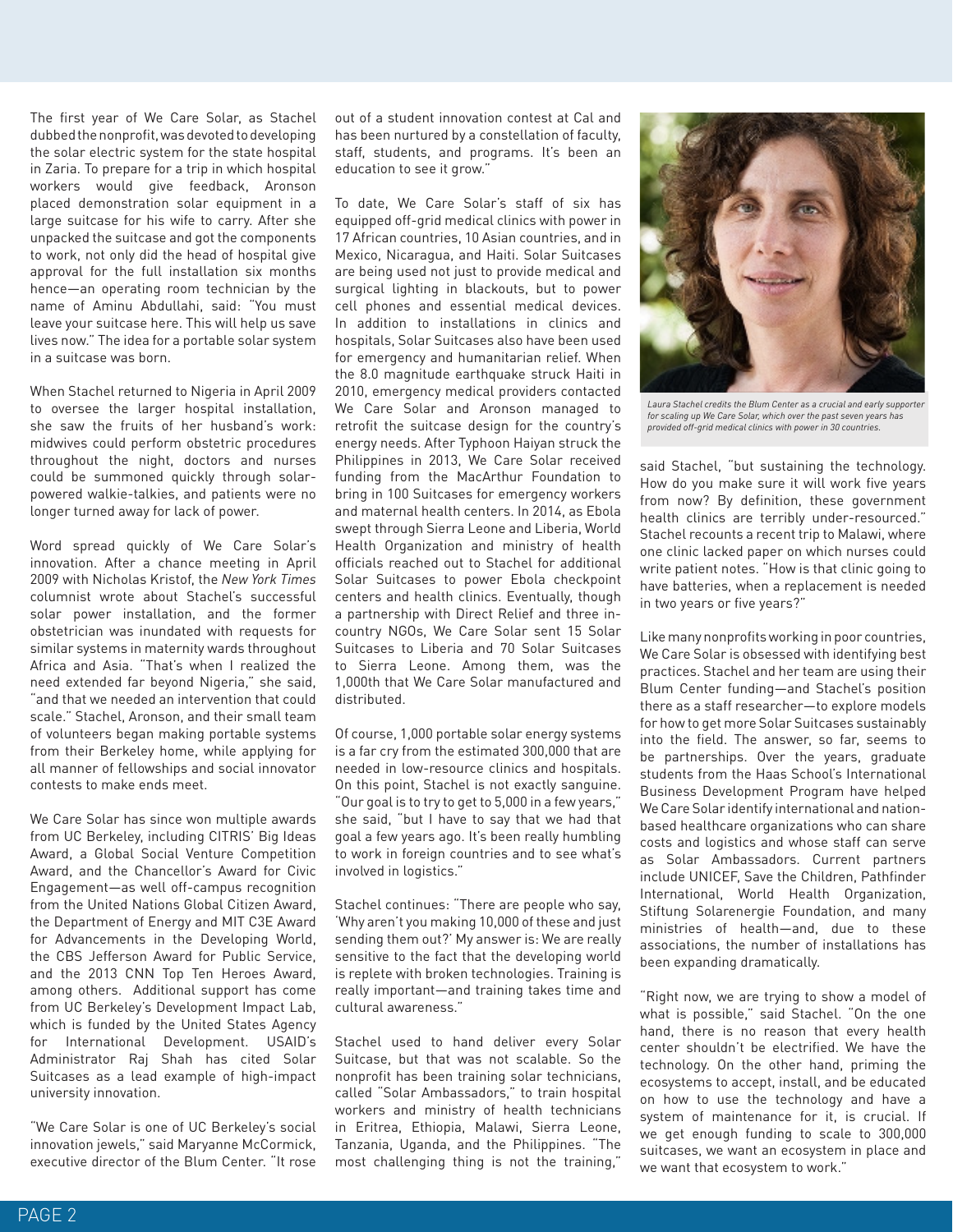The first year of We Care Solar, as Stachel dubbed the nonprofit, was devoted to developing the solar electric system for the state hospital in Zaria. To prepare for a trip in which hospital workers would give feedback, Aronson placed demonstration solar equipment in a large suitcase for his wife to carry. After she unpacked the suitcase and got the components to work, not only did the head of hospital give approval for the full installation six months hence—an operating room technician by the name of Aminu Abdullahi, said: "You must leave your suitcase here. This will help us save lives now." The idea for a portable solar system in a suitcase was born.

When Stachel returned to Nigeria in April 2009 to oversee the larger hospital installation, she saw the fruits of her husband's work: midwives could perform obstetric procedures throughout the night, doctors and nurses could be summoned quickly through solar-powered walkie-talkies, and patients were no longer turned away for lack of power.

Word spread quickly of We Care Solar's innovation. After a chance meeting in April 2009 with Nicholas Kristof, the *New York Times* columnist wrote about Stachel's successful solar power installation, and the former obstetrician was inundated with requests for similar systems in maternity wards throughout Africa and Asia. "That's when I realized the need extended far beyond Nigeria," she said, "and that we needed an intervention that could scale." Stachel, Aronson, and their small team of volunteers began making portable systems from their Berkeley home, while applying for all manner of fellowships and social innovator contests to make ends meet.

We Care Solar has since won multiple awards from UC Berkeley, including CITRIS' Big Ideas Award, a Global Social Venture Competition Award, and the Chancellor's Award for Civic Engagement—as well off-campus recognition from the United Nations Global Citizen Award, the Department of Energy and MIT C3E Award for Advancements in the Developing World, the CBS Jefferson Award for Public Service, and the 2013 CNN Top Ten Heroes Award, among others. Additional support has come from UC Berkeley's Development Impact Lab, which is funded by the United States Agency for International Development. USAID's Administrator Raj Shah has cited Solar Suitcases as a lead example of high-impact university innovation.

"We Care Solar is one of UC Berkeley's social innovation jewels," said Maryanne McCormick, executive director of the Blum Center. "It rose out of a student innovation contest at Cal and has been nurtured by a constellation of faculty, staff, students, and programs. It's been an education to see it grow."

To date, We Care Solar's staff of six has equipped off-grid medical clinics with power in 17 African countries, 10 Asian countries, and in Mexico, Nicaragua, and Haiti. Solar Suitcases are being used not just to provide medical and surgical lighting in blackouts, but to power cell phones and essential medical devices. In addition to installations in clinics and hospitals, Solar Suitcases also have been used for emergency and humanitarian relief. When the 8.0 magnitude earthquake struck Haiti in 2010, emergency medical providers contacted We Care Solar and Aronson managed to retrofit the suitcase design for the country's energy needs. After Typhoon Haiyan struck the Philippines in 2013, We Care Solar received funding from the MacArthur Foundation to bring in 100 Suitcases for emergency workers and maternal health centers. In 2014, as Ebola swept through Sierra Leone and Liberia, World Health Organization and ministry of health officials reached out to Stachel for additional Solar Suitcases to power Ebola checkpoint centers and health clinics. Eventually, though a partnership with Direct Relief and three in-country NGOs, We Care Solar sent 15 Solar Suitcases to Liberia and 70 Solar Suitcases to Sierra Leone. Among them, was the 1,000th that We Care Solar manufactured and distributed.

Of course, 1,000 portable solar energy systems is a far cry from the estimated 300,000 that are needed in low-resource clinics and hospitals. On this point, Stachel is not exactly sanguine. "Our goal is to try to get to 5,000 in a few years," she said, "but I have to say that we had that goal a few years ago. It's been really humbling to work in foreign countries and to see what's involved in logistics."

Stachel continues: "There are people who say, 'Why aren't you making 10,000 of these and just sending them out?' My answer is: We are really sensitive to the fact that the developing world is replete with broken technologies. Training is really important—and training takes time and cultural awareness."

Stachel used to hand deliver every Solar Suitcase, but that was not scalable. So the nonprofit has been training solar technicians, called "Solar Ambassadors," to train hospital workers and ministry of health technicians in Eritrea, Ethiopia, Malawi, Sierra Leone, Tanzania, Uganda, and the Philippines. "The most challenging thing is not the training," said Stachel, "but sustaining the technology. How do you make sure it will work five years from now? By definition, these government health clinics are terribly under-resourced." Stachel recounts a recent trip to Malawi, where one clinic lacked paper on which nurses could write patient notes. "How is that clinic going to have batteries, when a replacement is needed in two years or five years?"

*Laura Stachel credits the Blum Center as a crucial and early supporter for scaling up We Care Solar, which over the past seven years has provided off-grid medical clinics with power in 30 countries.*

Like many nonprofits working in poor countries, We Care Solar is obsessed with identifying best practices. Stachel and her team are using their Blum Center funding—and Stachel's position there as a staff researcher—to explore models for how to get more Solar Suitcases sustainably into the field. The answer, so far, seems to be partnerships. Over the years, graduate students from the Haas School's International Business Development Program have helped We Care Solar identify international and nation-based healthcare organizations who can share costs and logistics and whose staff can serve as Solar Ambassadors. Current partners include UNICEF, Save the Children, Pathfinder International, World Health Organization, Stiftung Solarenergie Foundation, and many ministries of health—and, due to these associations, the number of installations has been expanding dramatically.

"Right now, we are trying to show a model of what is possible," said Stachel. "On the one hand, there is no reason that every health center shouldn't be electrified. We have the technology. On the other hand, priming the ecosystems to accept, install, and be educated on how to use the technology and have a system of maintenance for it, is crucial. If we get enough funding to scale to 300,000 suitcases, we want an ecosystem in place and we want that ecosystem to work."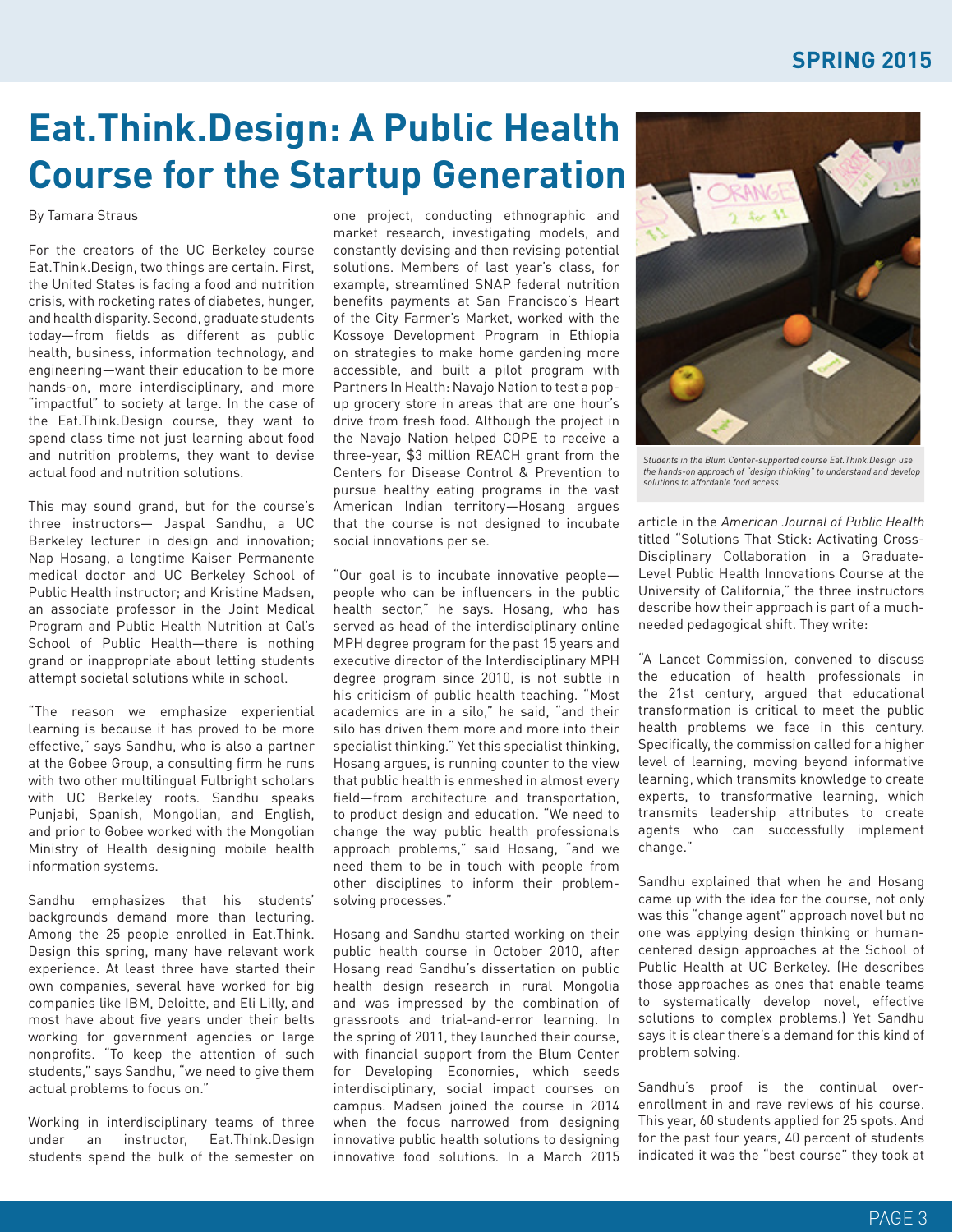# Eat.Think.Design: A Public Health Course for the Startup Generation

By Tamara Straus

For the creators of the UC Berkeley course Eat.Think.Design, two things are certain. First, the United States is facing a food and nutrition crisis, with rocketing rates of diabetes, hunger, and health disparity. Second, graduate students today—from fields as different as public health, business, information technology, and engineering—want their education to be more hands-on, more interdisciplinary, and more "impactful" to society at large. In the case of the Eat.Think.Design course, they want to spend class time not just learning about food and nutrition problems, they want to devise actual food and nutrition solutions.

This may sound grand, but for the course's three instructors— Jaspal Sandhu, a UC Berkeley lecturer in design and innovation; Nap Hosang, a longtime Kaiser Permanente medical doctor and UC Berkeley School of Public Health instructor; and Kristine Madsen, an associate professor in the Joint Medical Program and Public Health Nutrition at Cal's School of Public Health—there is nothing grand or inappropriate about letting students attempt societal solutions while in school.

"The reason we emphasize experiential learning is because it has proved to be more effective," says Sandhu, who is also a partner at the Gobee Group, a consulting firm he runs with two other multilingual Fulbright scholars with UC Berkeley roots. Sandhu speaks Punjabi, Spanish, Mongolian, and English, and prior to Gobee worked with the Mongolian Ministry of Health designing mobile health information systems.

Sandhu emphasizes that his students' backgrounds demand more than lecturing. Among the 25 people enrolled in Eat.Think.Design this spring, many have relevant work experience. At least three have started their own companies, several have worked for big companies like IBM, Deloitte, and Eli Lilly, and most have about five years under their belts working for government agencies or large nonprofits. "To keep the attention of such students," says Sandhu, "we need to give them actual problems to focus on."

Working in interdisciplinary teams of three under an instructor, Eat.Think.Design students spend the bulk of the semester on one project, conducting ethnographic and market research, investigating models, and constantly devising and then revising potential solutions. Members of last year's class, for example, streamlined SNAP federal nutrition benefits payments at San Francisco's Heart of the City Farmer's Market, worked with the Kossoye Development Program in Ethiopia on strategies to make home gardening more accessible, and built a pilot program with Partners In Health: Navajo Nation to test a pop-up grocery store in areas that are one hour's drive from fresh food. Although the project in the Navajo Nation helped COPE to receive a three-year, $3 million REACH grant from the Centers for Disease Control & Prevention to pursue healthy eating programs in the vast American Indian territory—Hosang argues that the course is not designed to incubate social innovations per se.

"Our goal is to incubate innovative people—people who can be influencers in the public health sector," he says. Hosang, who has served as head of the interdisciplinary online MPH degree program for the past 15 years and executive director of the Interdisciplinary MPH degree program since 2010, is not subtle in his criticism of public health teaching. "Most academics are in a silo," he said, "and their silo has driven them more and more into their specialist thinking." Yet this specialist thinking, Hosang argues, is running counter to the view that public health is enmeshed in almost every field—from architecture and transportation, to product design and education. "We need to change the way public health professionals approach problems," said Hosang, "and we need them to be in touch with people from other disciplines to inform their problem-solving processes."

Hosang and Sandhu started working on their public health course in October 2010, after Hosang read Sandhu's dissertation on public health design research in rural Mongolia and was impressed by the combination of grassroots and trial-and-error learning. In the spring of 2011, they launched their course, with financial support from the Blum Center for Developing Economies, which seeds interdisciplinary, social impact courses on campus. Madsen joined the course in 2014 when the focus narrowed from designing innovative public health solutions to designing innovative food solutions. In a March 2015 article in the *American Journal of Public Health* titled "Solutions That Stick: Activating Cross-Disciplinary Collaboration in a Graduate-Level Public Health Innovations Course at the University of California," the three instructors describe how their approach is part of a much-needed pedagogical shift. They write:

*Students in the Blum Center-supported course Eat.Think.Design use the hands-on approach of "design thinking" to understand and develop solutions to affordable food access.*

"A Lancet Commission, convened to discuss the education of health professionals in the 21st century, argued that educational transformation is critical to meet the public health problems we face in this century. Specifically, the commission called for a higher level of learning, moving beyond informative learning, which transmits knowledge to create experts, to transformative learning, which transmits leadership attributes to create agents who can successfully implement change."

Sandhu explained that when he and Hosang came up with the idea for the course, not only was this "change agent" approach novel but no one was applying design thinking or human-centered design approaches at the School of Public Health at UC Berkeley. (He describes those approaches as ones that enable teams to systematically develop novel, effective solutions to complex problems.) Yet Sandhu says it is clear there's a demand for this kind of problem solving.

Sandhu's proof is the continual over-enrollment in and rave reviews of his course. This year, 60 students applied for 25 spots. And for the past four years, 40 percent of students indicated it was the "best course" they took at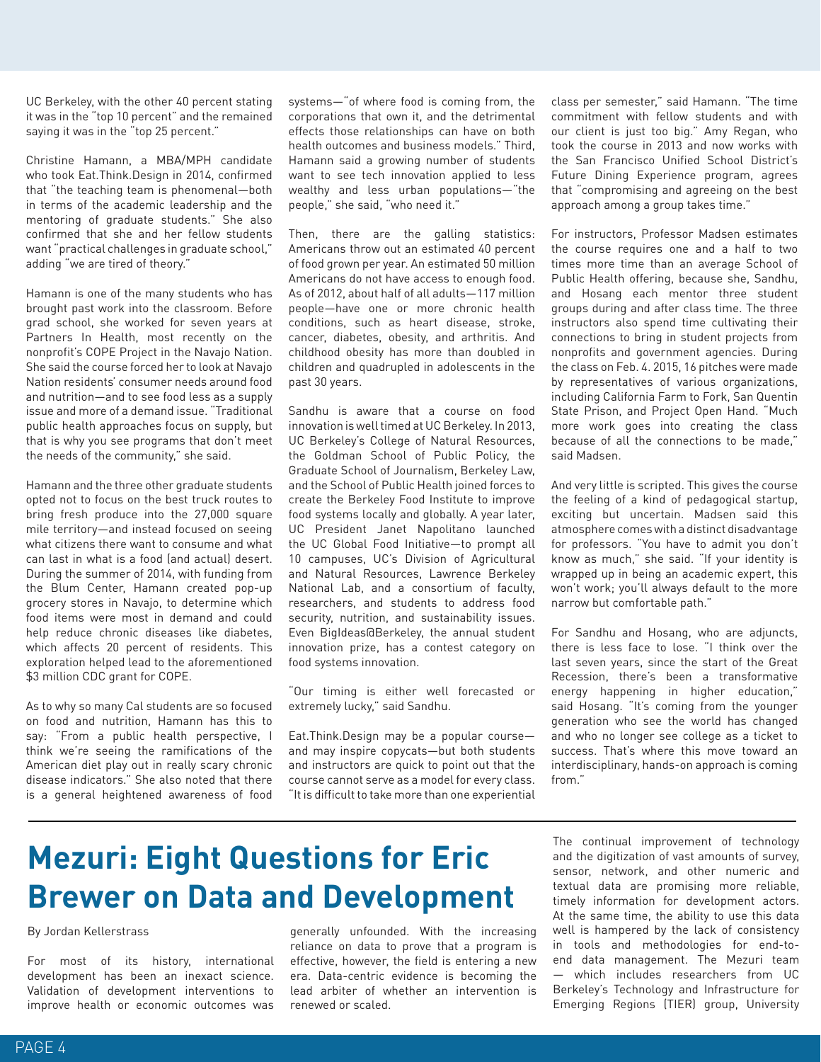UC Berkeley, with the other 40 percent stating it was in the "top 10 percent" and the remained saying it was in the "top 25 percent."

Christine Hamann, a MBA/MPH candidate who took Eat.Think.Design in 2014, confirmed that "the teaching team is phenomenal—both in terms of the academic leadership and the mentoring of graduate students." She also confirmed that she and her fellow students want "practical challenges in graduate school," adding "we are tired of theory."

Hamann is one of the many students who has brought past work into the classroom. Before grad school, she worked for seven years at Partners In Health, most recently on the nonprofit's COPE Project in the Navajo Nation. She said the course forced her to look at Navajo Nation residents' consumer needs around food and nutrition—and to see food less as a supply issue and more of a demand issue. "Traditional public health approaches focus on supply, but that is why you see programs that don't meet the needs of the community," she said.

Hamann and the three other graduate students opted not to focus on the best truck routes to bring fresh produce into the 27,000 square mile territory—and instead focused on seeing what citizens there want to consume and what can last in what is a food (and actual) desert. During the summer of 2014, with funding from the Blum Center, Hamann created pop-up grocery stores in Navajo, to determine which food items were most in demand and could help reduce chronic diseases like diabetes, which affects 20 percent of residents. This exploration helped lead to the aforementioned $3 million CDC grant for COPE.

As to why so many Cal students are so focused on food and nutrition, Hamann has this to say: "From a public health perspective, I think we're seeing the ramifications of the American diet play out in really scary chronic disease indicators." She also noted that there is a general heightened awareness of food systems—"of where food is coming from, the corporations that own it, and the detrimental effects those relationships can have on both health outcomes and business models." Third, Hamann said a growing number of students want to see tech innovation applied to less wealthy and less urban populations—"the people," she said, "who need it."

Then, there are the galling statistics: Americans throw out an estimated 40 percent of food grown per year. An estimated 50 million Americans do not have access to enough food. As of 2012, about half of all adults—117 million people—have one or more chronic health conditions, such as heart disease, stroke, cancer, diabetes, obesity, and arthritis. And childhood obesity has more than doubled in children and quadrupled in adolescents in the past 30 years.

Sandhu is aware that a course on food innovation is well timed at UC Berkeley. In 2013, UC Berkeley's College of Natural Resources, the Goldman School of Public Policy, the Graduate School of Journalism, Berkeley Law, and the School of Public Health joined forces to create the Berkeley Food Institute to improve food systems locally and globally. A year later, UC President Janet Napolitano launched the UC Global Food Initiative—to prompt all 10 campuses, UC's Division of Agricultural and Natural Resources, Lawrence Berkeley National Lab, and a consortium of faculty, researchers, and students to address food security, nutrition, and sustainability issues. Even BigIdeas@Berkeley, the annual student innovation prize, has a contest category on food systems innovation.

"Our timing is either well forecasted or extremely lucky," said Sandhu.

Eat.Think.Design may be a popular course—and may inspire copycats—but both students and instructors are quick to point out that the course cannot serve as a model for every class. "It is difficult to take more than one experiential class per semester," said Hamann. "The time commitment with fellow students and with our client is just too big." Amy Regan, who took the course in 2013 and now works with the San Francisco Unified School District's Future Dining Experience program, agrees that "compromising and agreeing on the best approach among a group takes time."

For instructors, Professor Madsen estimates the course requires one and a half to two times more time than an average School of Public Health offering, because she, Sandhu, and Hosang each mentor three student groups during and after class time. The three instructors also spend time cultivating their connections to bring in student projects from nonprofits and government agencies. During the class on Feb. 4. 2015, 16 pitches were made by representatives of various organizations, including California Farm to Fork, San Quentin State Prison, and Project Open Hand. "Much more work goes into creating the class because of all the connections to be made," said Madsen.

And very little is scripted. This gives the course the feeling of a kind of pedagogical startup, exciting but uncertain. Madsen said this atmosphere comes with a distinct disadvantage for professors. "You have to admit you don't know as much," she said. "If your identity is wrapped up in being an academic expert, this won't work; you'll always default to the more narrow but comfortable path."

For Sandhu and Hosang, who are adjuncts, there is less face to lose. "I think over the last seven years, since the start of the Great Recession, there's been a transformative energy happening in higher education," said Hosang. "It's coming from the younger generation who see the world has changed and who no longer see college as a ticket to success. That's where this move toward an interdisciplinary, hands-on approach is coming from."

# Mezuri: Eight Questions for Eric Brewer on Data and Development

By Jordan Kellerstrass

For most of its history, international development has been an inexact science. Validation of development interventions to improve health or economic outcomes was generally unfounded. With the increasing reliance on data to prove that a program is effective, however, the field is entering a new era. Data-centric evidence is becoming the lead arbiter of whether an intervention is renewed or scaled.

The continual improvement of technology and the digitization of vast amounts of survey, sensor, network, and other numeric and textual data are promising more reliable, timely information for development actors. At the same time, the ability to use this data well is hampered by the lack of consistency in tools and methodologies for end-to-end data management. The Mezuri team — which includes researchers from UC Berkeley's Technology and Infrastructure for Emerging Regions (TIER) group, University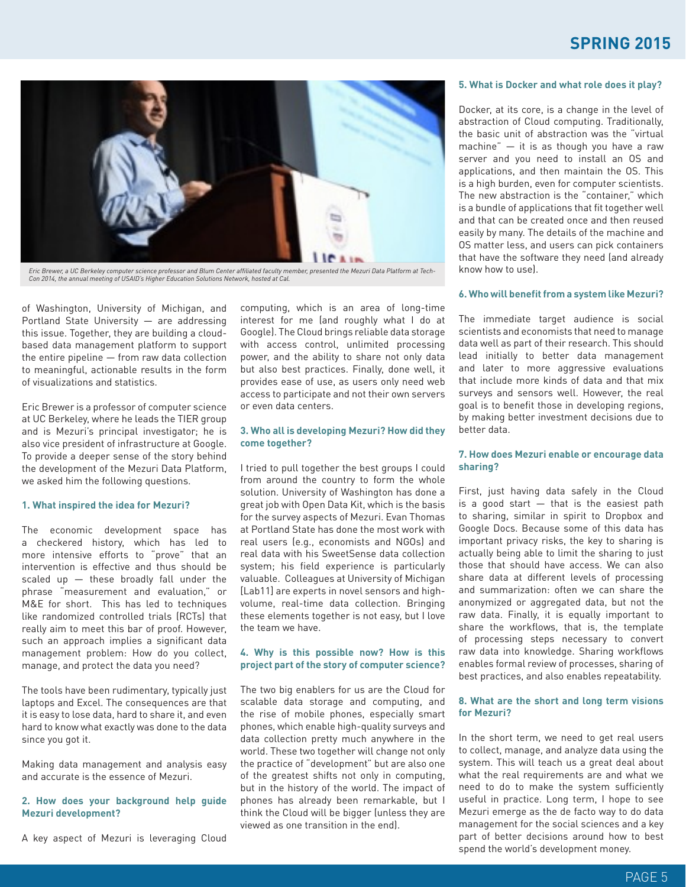Eric Brewer, a UC Berkeley computer science professor and Blum Center affiliated faculty member, presented the Mezuri Data Platform at Tech-Con 2014, the annual meeting of USAID's Higher Education Solutions Network, hosted at Cal.

of Washington, University of Michigan, and Portland State University — are addressing this issue. Together, they are building a cloud-based data management platform to support the entire pipeline — from raw data collection to meaningful, actionable results in the form of visualizations and statistics.

Eric Brewer is a professor of computer science at UC Berkeley, where he leads the TIER group and is Mezuri's principal investigator; he is also vice president of infrastructure at Google. To provide a deeper sense of the story behind the development of the Mezuri Data Platform, we asked him the following questions.

### 1. What inspired the idea for Mezuri?

The economic development space has a checkered history, which has led to more intensive efforts to "prove" that an intervention is effective and thus should be scaled up — these broadly fall under the phrase "measurement and evaluation," or M&E for short. This has led to techniques like randomized controlled trials (RCTs) that really aim to meet this bar of proof. However, such an approach implies a significant data management problem: How do you collect, manage, and protect the data you need?

The tools have been rudimentary, typically just laptops and Excel. The consequences are that it is easy to lose data, hard to share it, and even hard to know what exactly was done to the data since you got it.

Making data management and analysis easy and accurate is the essence of Mezuri.

### 2. How does your background help guide Mezuri development?

A key aspect of Mezuri is leveraging Cloud computing, which is an area of long-time interest for me (and roughly what I do at Google). The Cloud brings reliable data storage with access control, unlimited processing power, and the ability to share not only data but also best practices. Finally, done well, it provides ease of use, as users only need web access to participate and not their own servers or even data centers.

### 3. Who all is developing Mezuri? How did they come together?

I tried to pull together the best groups I could from around the country to form the whole solution. University of Washington has done a great job with Open Data Kit, which is the basis for the survey aspects of Mezuri. Evan Thomas at Portland State has done the most work with real users (e.g., economists and NGOs) and real data with his SweetSense data collection system; his field experience is particularly valuable. Colleagues at University of Michigan (Lab11) are experts in novel sensors and high-volume, real-time data collection. Bringing these elements together is not easy, but I love the team we have.

### 4. Why is this possible now? How is this project part of the story of computer science?

The two big enablers for us are the Cloud for scalable data storage and computing, and the rise of mobile phones, especially smart phones, which enable high-quality surveys and data collection pretty much anywhere in the world. These two together will change not only the practice of "development" but are also one of the greatest shifts not only in computing, but in the history of the world. The impact of phones has already been remarkable, but I think the Cloud will be bigger (unless they are viewed as one transition in the end).

### 5. What is Docker and what role does it play?

Docker, at its core, is a change in the level of abstraction of Cloud computing. Traditionally, the basic unit of abstraction was the "virtual machine" — it is as though you have a raw server and you need to install an OS and applications, and then maintain the OS. This is a high burden, even for computer scientists. The new abstraction is the "container," which is a bundle of applications that fit together well and that can be created once and then reused easily by many. The details of the machine and OS matter less, and users can pick containers that have the software they need (and already know how to use).

### 6. Who will benefit from a system like Mezuri?

The immediate target audience is social scientists and economists that need to manage data well as part of their research. This should lead initially to better data management and later to more aggressive evaluations that include more kinds of data and that mix surveys and sensors well. However, the real goal is to benefit those in developing regions, by making better investment decisions due to better data.

### 7. How does Mezuri enable or encourage data sharing?

First, just having data safely in the Cloud is a good start — that is the easiest path to sharing, similar in spirit to Dropbox and Google Docs. Because some of this data has important privacy risks, the key to sharing is actually being able to limit the sharing to just those that should have access. We can also share data at different levels of processing and summarization: often we can share the anonymized or aggregated data, but not the raw data. Finally, it is equally important to share the workflows, that is, the template of processing steps necessary to convert raw data into knowledge. Sharing workflows enables formal review of processes, sharing of best practices, and also enables repeatability.

### 8. What are the short and long term visions for Mezuri?

In the short term, we need to get real users to collect, manage, and analyze data using the system. This will teach us a great deal about what the real requirements are and what we need to do to make the system sufficiently useful in practice. Long term, I hope to see Mezuri emerge as the de facto way to do data management for the social sciences and a key part of better decisions around how to best spend the world's development money.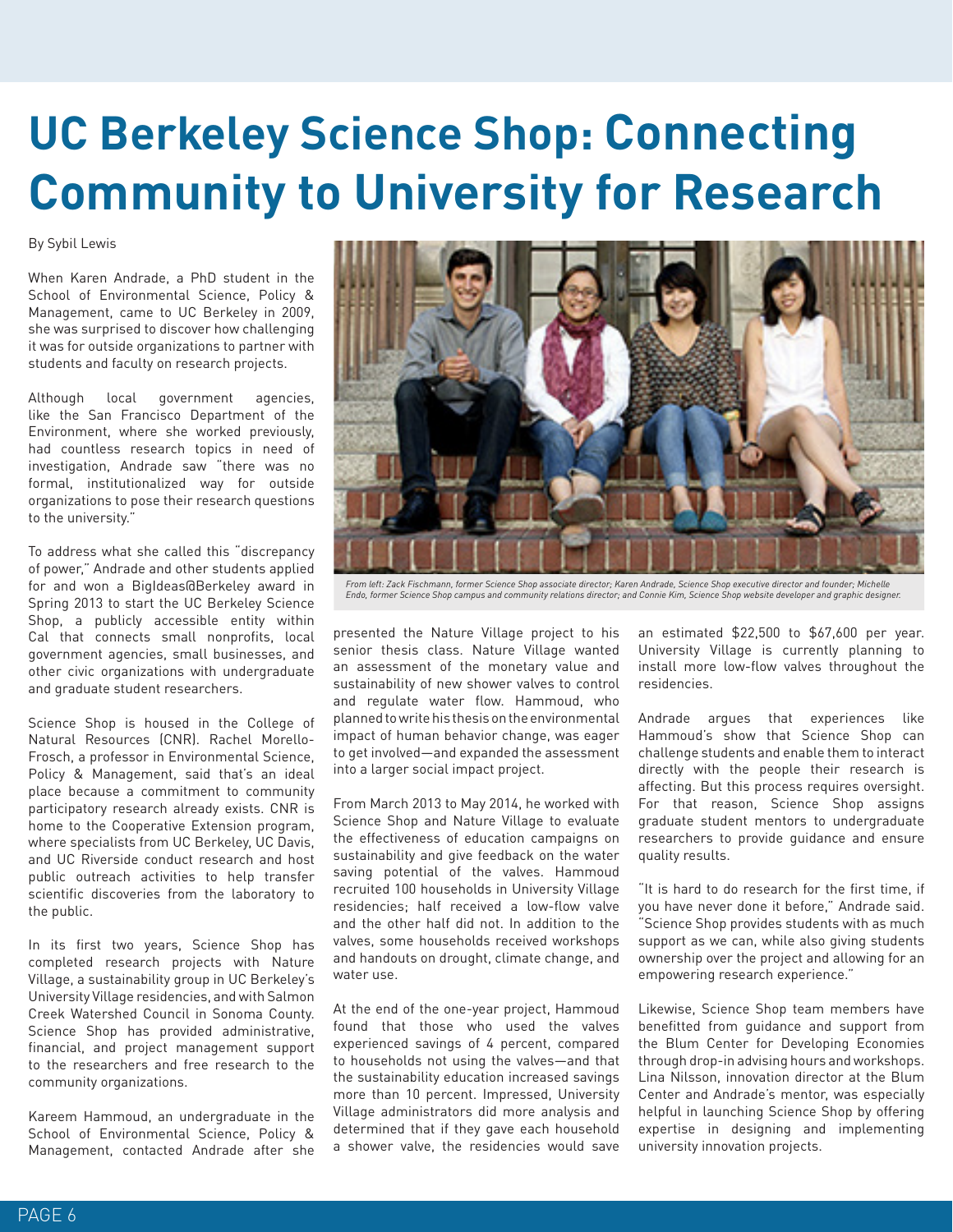# UC Berkeley Science Shop: Connecting Community to University for Research

By Sybil Lewis

When Karen Andrade, a PhD student in the School of Environmental Science, Policy & Management, came to UC Berkeley in 2009, she was surprised to discover how challenging it was for outside organizations to partner with students and faculty on research projects.

Although local government agencies, like the San Francisco Department of the Environment, where she worked previously, had countless research topics in need of investigation, Andrade saw "there was no formal, institutionalized way for outside organizations to pose their research questions to the university."

To address what she called this "discrepancy of power," Andrade and other students applied for and won a BigIdeas@Berkeley award in Spring 2013 to start the UC Berkeley Science Shop, a publicly accessible entity within Cal that connects small nonprofits, local government agencies, small businesses, and other civic organizations with undergraduate and graduate student researchers.

Science Shop is housed in the College of Natural Resources (CNR). Rachel Morello-Frosch, a professor in Environmental Science, Policy & Management, said that's an ideal place because a commitment to community participatory research already exists. CNR is home to the Cooperative Extension program, where specialists from UC Berkeley, UC Davis, and UC Riverside conduct research and host public outreach activities to help transfer scientific discoveries from the laboratory to the public.

In its first two years, Science Shop has completed research projects with Nature Village, a sustainability group in UC Berkeley's University Village residencies, and with Salmon Creek Watershed Council in Sonoma County. Science Shop has provided administrative, financial, and project management support to the researchers and free research to the community organizations.

*From left: Zack Fischmann, former Science Shop associate director; Karen Andrade, Science Shop executive director and founder; Michelle Endo, former Science Shop campus and community relations director; and Connie Kim, Science Shop website developer and graphic designer.*

Kareem Hammoud, an undergraduate in the School of Environmental Science, Policy & Management, contacted Andrade after she presented the Nature Village project to his senior thesis class. Nature Village wanted an assessment of the monetary value and sustainability of new shower valves to control and regulate water flow. Hammoud, who planned to write his thesis on the environmental impact of human behavior change, was eager to get involved—and expanded the assessment into a larger social impact project.

From March 2013 to May 2014, he worked with Science Shop and Nature Village to evaluate the effectiveness of education campaigns on sustainability and give feedback on the water saving potential of the valves. Hammoud recruited 100 households in University Village residencies; half received a low-flow valve and the other half did not. In addition to the valves, some households received workshops and handouts on drought, climate change, and water use.

At the end of the one-year project, Hammoud found that those who used the valves experienced savings of 4 percent, compared to households not using the valves—and that the sustainability education increased savings more than 10 percent. Impressed, University Village administrators did more analysis and determined that if they gave each household a shower valve, the residencies would save an estimated $22,500 to $67,600 per year. University Village is currently planning to install more low-flow valves throughout the residencies.

Andrade argues that experiences like Hammoud's show that Science Shop can challenge students and enable them to interact directly with the people their research is affecting. But this process requires oversight. For that reason, Science Shop assigns graduate student mentors to undergraduate researchers to provide guidance and ensure quality results.

"It is hard to do research for the first time, if you have never done it before," Andrade said. "Science Shop provides students with as much support as we can, while also giving students ownership over the project and allowing for an empowering research experience."

Likewise, Science Shop team members have benefitted from guidance and support from the Blum Center for Developing Economies through drop-in advising hours and workshops. Lina Nilsson, innovation director at the Blum Center and Andrade's mentor, was especially helpful in launching Science Shop by offering expertise in designing and implementing university innovation projects.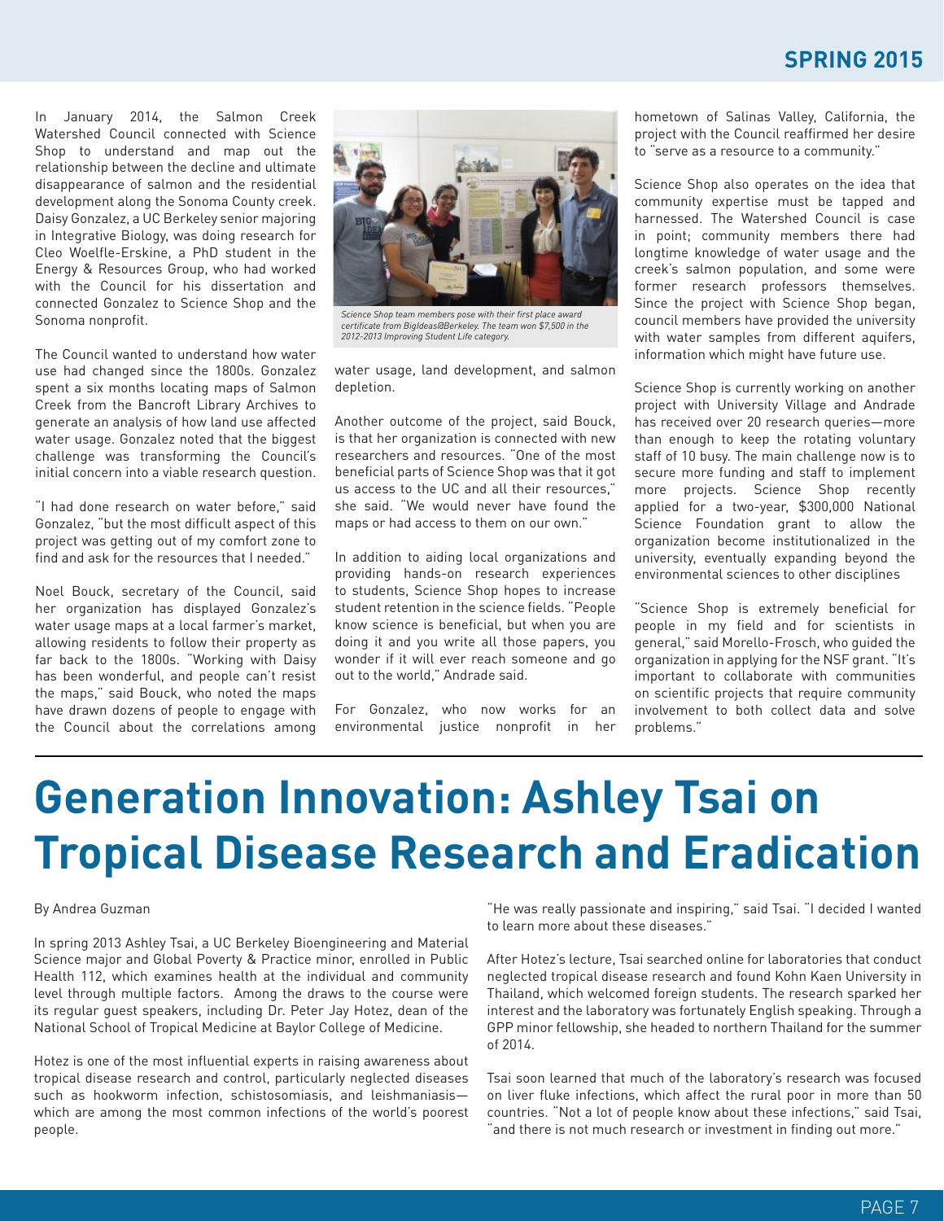In January 2014, the Salmon Creek Watershed Council connected with Science Shop to understand and map out the relationship between the decline and ultimate disappearance of salmon and the residential development along the Sonoma County creek. Daisy Gonzalez, a UC Berkeley senior majoring in Integrative Biology, was doing research for Cleo Woelfle-Erskine, a PhD student in the Energy & Resources Group, who had worked with the Council for his dissertation and connected Gonzalez to Science Shop and the Sonoma nonprofit.

The Council wanted to understand how water use had changed since the 1800s. Gonzalez spent a six months locating maps of Salmon Creek from the Bancroft Library Archives to generate an analysis of how land use affected water usage. Gonzalez noted that the biggest challenge was transforming the Council's initial concern into a viable research question.

"I had done research on water before," said Gonzalez, "but the most difficult aspect of this project was getting out of my comfort zone to find and ask for the resources that I needed."

Noel Bouck, secretary of the Council, said her organization has displayed Gonzalez's water usage maps at a local farmer's market, allowing residents to follow their property as far back to the 1800s. "Working with Daisy has been wonderful, and people can't resist the maps," said Bouck, who noted the maps have drawn dozens of people to engage with the Council about the correlations among water usage, land development, and salmon depletion.

*Science Shop team members pose with their first place award certificate from BigIdeas@Berkeley. The team won $7,500 in the 2012-2013 Improving Student Life category.*

Another outcome of the project, said Bouck, is that her organization is connected with new researchers and resources. "One of the most beneficial parts of Science Shop was that it got us access to the UC and all their resources," she said. "We would never have found the maps or had access to them on our own."

In addition to aiding local organizations and providing hands-on research experiences to students, Science Shop hopes to increase student retention in the science fields. "People know science is beneficial, but when you are doing it and you write all those papers, you wonder if it will ever reach someone and go out to the world," Andrade said.

For Gonzalez, who now works for an environmental justice nonprofit in her hometown of Salinas Valley, California, the project with the Council reaffirmed her desire to "serve as a resource to a community."

Science Shop also operates on the idea that community expertise must be tapped and harnessed. The Watershed Council is case in point; community members there had longtime knowledge of water usage and the creek's salmon population, and some were former research professors themselves. Since the project with Science Shop began, council members have provided the university with water samples from different aquifers, information which might have future use.

Science Shop is currently working on another project with University Village and Andrade has received over 20 research queries—more than enough to keep the rotating voluntary staff of 10 busy. The main challenge now is to secure more funding and staff to implement more projects. Science Shop recently applied for a two-year, $300,000 National Science Foundation grant to allow the organization become institutionalized in the university, eventually expanding beyond the environmental sciences to other disciplines

"Science Shop is extremely beneficial for people in my field and for scientists in general," said Morello-Frosch, who guided the organization in applying for the NSF grant. "It's important to collaborate with communities on scientific projects that require community involvement to both collect data and solve problems."

# Generation Innovation: Ashley Tsai on Tropical Disease Research and Eradication

By Andrea Guzman

In spring 2013 Ashley Tsai, a UC Berkeley Bioengineering and Material Science major and Global Poverty & Practice minor, enrolled in Public Health 112, which examines health at the individual and community level through multiple factors. Among the draws to the course were its regular guest speakers, including Dr. Peter Jay Hotez, dean of the National School of Tropical Medicine at Baylor College of Medicine.

Hotez is one of the most influential experts in raising awareness about tropical disease research and control, particularly neglected diseases such as hookworm infection, schistosomiasis, and leishmaniasis—which are among the most common infections of the world's poorest people.

"He was really passionate and inspiring," said Tsai. "I decided I wanted to learn more about these diseases."

After Hotez's lecture, Tsai searched online for laboratories that conduct neglected tropical disease research and found Kohn Kaen University in Thailand, which welcomed foreign students. The research sparked her interest and the laboratory was fortunately English speaking. Through a GPP minor fellowship, she headed to northern Thailand for the summer of 2014.

Tsai soon learned that much of the laboratory's research was focused on liver fluke infections, which affect the rural poor in more than 50 countries. "Not a lot of people know about these infections," said Tsai, "and there is not much research or investment in finding out more."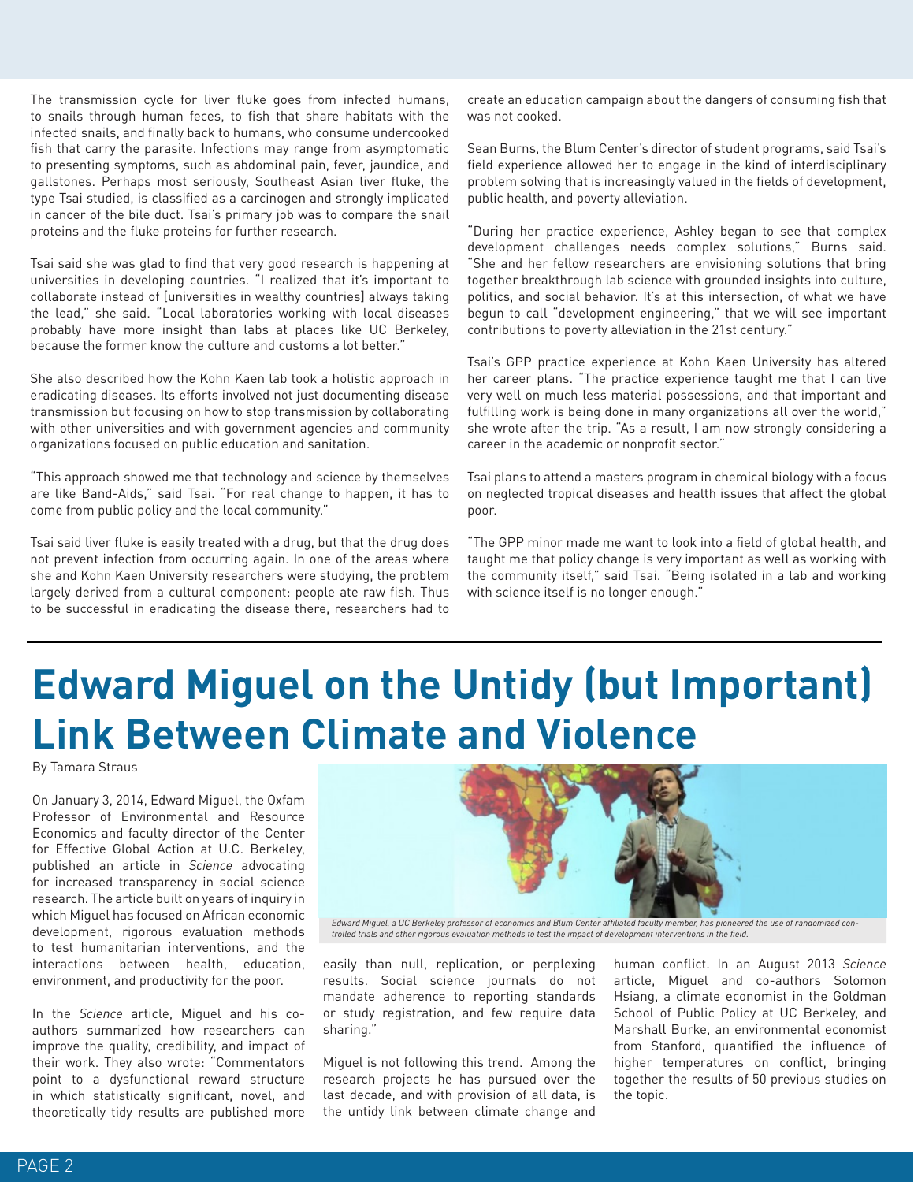The transmission cycle for liver fluke goes from infected humans, to snails through human feces, to fish that share habitats with the infected snails, and finally back to humans, who consume undercooked fish that carry the parasite. Infections may range from asymptomatic to presenting symptoms, such as abdominal pain, fever, jaundice, and gallstones. Perhaps most seriously, Southeast Asian liver fluke, the type Tsai studied, is classified as a carcinogen and strongly implicated in cancer of the bile duct. Tsai's primary job was to compare the snail proteins and the fluke proteins for further research.

Tsai said she was glad to find that very good research is happening at universities in developing countries. "I realized that it's important to collaborate instead of [universities in wealthy countries] always taking the lead," she said. "Local laboratories working with local diseases probably have more insight than labs at places like UC Berkeley, because the former know the culture and customs a lot better."

She also described how the Kohn Kaen lab took a holistic approach in eradicating diseases. Its efforts involved not just documenting disease transmission but focusing on how to stop transmission by collaborating with other universities and with government agencies and community organizations focused on public education and sanitation.

"This approach showed me that technology and science by themselves are like Band-Aids," said Tsai. "For real change to happen, it has to come from public policy and the local community."

Tsai said liver fluke is easily treated with a drug, but that the drug does not prevent infection from occurring again. In one of the areas where she and Kohn Kaen University researchers were studying, the problem largely derived from a cultural component: people ate raw fish. Thus to be successful in eradicating the disease there, researchers had to create an education campaign about the dangers of consuming fish that was not cooked.

Sean Burns, the Blum Center's director of student programs, said Tsai's field experience allowed her to engage in the kind of interdisciplinary problem solving that is increasingly valued in the fields of development, public health, and poverty alleviation.

"During her practice experience, Ashley began to see that complex development challenges needs complex solutions," Burns said. "She and her fellow researchers are envisioning solutions that bring together breakthrough lab science with grounded insights into culture, politics, and social behavior. It's at this intersection, of what we have begun to call "development engineering," that we will see important contributions to poverty alleviation in the 21st century."

Tsai's GPP practice experience at Kohn Kaen University has altered her career plans. "The practice experience taught me that I can live very well on much less material possessions, and that important and fulfilling work is being done in many organizations all over the world," she wrote after the trip. "As a result, I am now strongly considering a career in the academic or nonprofit sector."

Tsai plans to attend a masters program in chemical biology with a focus on neglected tropical diseases and health issues that affect the global poor.

"The GPP minor made me want to look into a field of global health, and taught me that policy change is very important as well as working with the community itself," said Tsai. "Being isolated in a lab and working with science itself is no longer enough."

# Edward Miguel on the Untidy (but Important) Link Between Climate and Violence

By Tamara Straus

*Edward Miguel, a UC Berkeley professor of economics and Blum Center affiliated faculty member, has pioneered the use of randomized controlled trials and other rigorous evaluation methods to test the impact of development interventions in the field.*

On January 3, 2014, Edward Miguel, the Oxfam Professor of Environmental and Resource Economics and faculty director of the Center for Effective Global Action at U.C. Berkeley, published an article in *Science* advocating for increased transparency in social science research. The article built on years of inquiry in which Miguel has focused on African economic development, rigorous evaluation methods to test humanitarian interventions, and the interactions between health, education, environment, and productivity for the poor.

In the *Science* article, Miguel and his co-authors summarized how researchers can improve the quality, credibility, and impact of their work. They also wrote: "Commentators point to a dysfunctional reward structure in which statistically significant, novel, and theoretically tidy results are published more easily than null, replication, or perplexing results. Social science journals do not mandate adherence to reporting standards or study registration, and few require data sharing."

Miguel is not following this trend. Among the research projects he has pursued over the last decade, and with provision of all data, is the untidy link between climate change and human conflict. In an August 2013 *Science* article, Miguel and co-authors Solomon Hsiang, a climate economist in the Goldman School of Public Policy at UC Berkeley, and Marshall Burke, an environmental economist from Stanford, quantified the influence of higher temperatures on conflict, bringing together the results of 50 previous studies on the topic.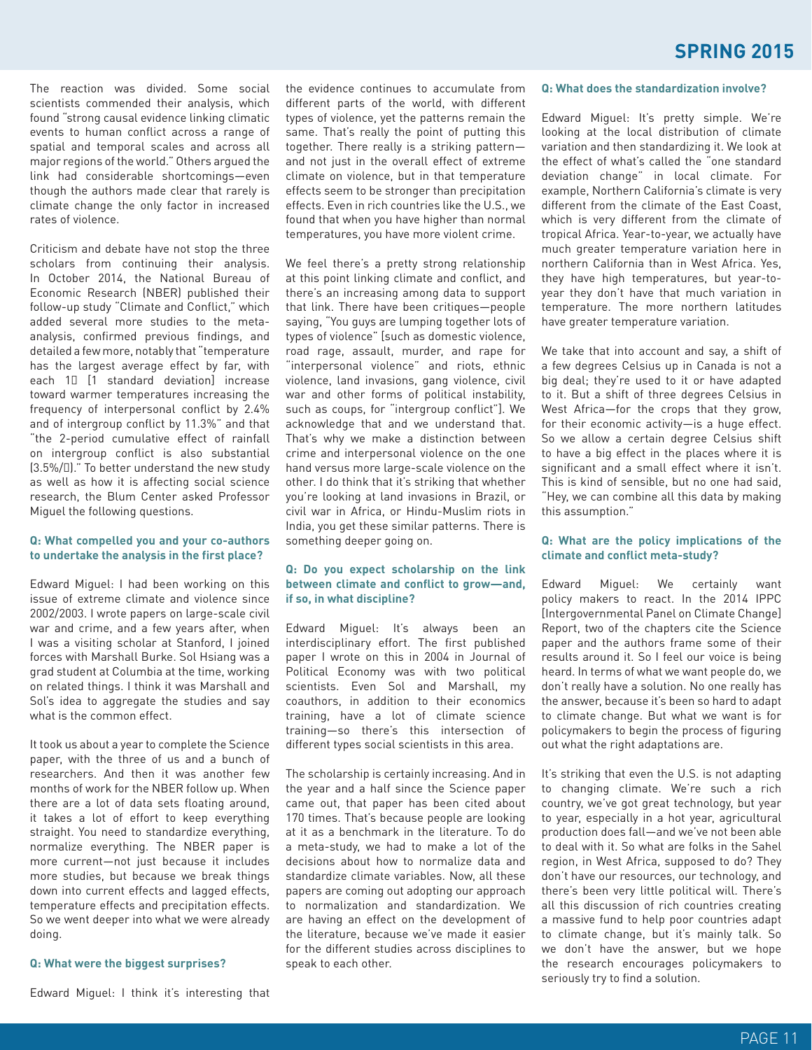The reaction was divided. Some social scientists commended their analysis, which found "strong causal evidence linking climatic events to human conflict across a range of spatial and temporal scales and across all major regions of the world." Others argued the link had considerable shortcomings—even though the authors made clear that rarely is climate change the only factor in increased rates of violence.

Criticism and debate have not stop the three scholars from continuing their analysis. In October 2014, the National Bureau of Economic Research (NBER) published their follow-up study "Climate and Conflict," which added several more studies to the meta-analysis, confirmed previous findings, and detailed a few more, notably that "temperature has the largest average effect by far, with each 1σ [1 standard deviation] increase toward warmer temperatures increasing the frequency of interpersonal conflict by 2.4% and of intergroup conflict by 11.3%" and that "the 2-period cumulative effect of rainfall on intergroup conflict is also substantial (3.5%/σ)." To better understand the new study as well as how it is affecting social science research, the Blum Center asked Professor Miguel the following questions.

**Q: What compelled you and your co-authors to undertake the analysis in the first place?**

Edward Miguel: I had been working on this issue of extreme climate and violence since 2002/2003. I wrote papers on large-scale civil war and crime, and a few years after, when I was a visiting scholar at Stanford, I joined forces with Marshall Burke. Sol Hsiang was a grad student at Columbia at the time, working on related things. I think it was Marshall and Sol's idea to aggregate the studies and say what is the common effect.

It took us about a year to complete the Science paper, with the three of us and a bunch of researchers. And then it was another few months of work for the NBER follow up. When there are a lot of data sets floating around, it takes a lot of effort to keep everything straight. You need to standardize everything, normalize everything. The NBER paper is more current—not just because it includes more studies, but because we break things down into current effects and lagged effects, temperature effects and precipitation effects. So we went deeper into what we were already doing.

**Q: What were the biggest surprises?**

Edward Miguel: I think it's interesting that the evidence continues to accumulate from different parts of the world, with different types of violence, yet the patterns remain the same. That's really the point of putting this together. There really is a striking pattern—and not just in the overall effect of extreme climate on violence, but in that temperature effects seem to be stronger than precipitation effects. Even in rich countries like the U.S., we found that when you have higher than normal temperatures, you have more violent crime.

We feel there's a pretty strong relationship at this point linking climate and conflict, and there's an increasing among data to support that link. There have been critiques—people saying, "You guys are lumping together lots of types of violence" [such as domestic violence, road rage, assault, murder, and rape for "interpersonal violence" and riots, ethnic violence, land invasions, gang violence, civil war and other forms of political instability, such as coups, for "intergroup conflict"]. We acknowledge that and we understand that. That's why we make a distinction between crime and interpersonal violence on the one hand versus more large-scale violence on the other. I do think that it's striking that whether you're looking at land invasions in Brazil, or civil war in Africa, or Hindu-Muslim riots in India, you get these similar patterns. There is something deeper going on.

**Q: Do you expect scholarship on the link between climate and conflict to grow—and, if so, in what discipline?**

Edward Miguel: It's always been an interdisciplinary effort. The first published paper I wrote on this in 2004 in Journal of Political Economy was with two political scientists. Even Sol and Marshall, my coauthors, in addition to their economics training, have a lot of climate science training—so there's this intersection of different types social scientists in this area.

The scholarship is certainly increasing. And in the year and a half since the Science paper came out, that paper has been cited about 170 times. That's because people are looking at it as a benchmark in the literature. To do a meta-study, we had to make a lot of the decisions about how to normalize data and standardize climate variables. Now, all these papers are coming out adopting our approach to normalization and standardization. We are having an effect on the development of the literature, because we've made it easier for the different studies across disciplines to speak to each other.

**Q: What does the standardization involve?**

Edward Miguel: It's pretty simple. We're looking at the local distribution of climate variation and then standardizing it. We look at the effect of what's called the "one standard deviation change" in local climate. For example, Northern California's climate is very different from the climate of the East Coast, which is very different from the climate of tropical Africa. Year-to-year, we actually have much greater temperature variation here in northern California than in West Africa. Yes, they have high temperatures, but year-to-year they don't have that much variation in temperature. The more northern latitudes have greater temperature variation.

We take that into account and say, a shift of a few degrees Celsius up in Canada is not a big deal; they're used to it or have adapted to it. But a shift of three degrees Celsius in West Africa—for the crops that they grow, for their economic activity—is a huge effect. So we allow a certain degree Celsius shift to have a big effect in the places where it is significant and a small effect where it isn't. This is kind of sensible, but no one had said, "Hey, we can combine all this data by making this assumption."

**Q: What are the policy implications of the climate and conflict meta-study?**

Edward Miguel: We certainly want policy makers to react. In the 2014 IPPC [Intergovernmental Panel on Climate Change] Report, two of the chapters cite the Science paper and the authors frame some of their results around it. So I feel our voice is being heard. In terms of what we want people do, we don't really have a solution. No one really has the answer, because it's been so hard to adapt to climate change. But what we want is for policymakers to begin the process of figuring out what the right adaptations are.

It's striking that even the U.S. is not adapting to changing climate. We're such a rich country, we've got great technology, but year to year, especially in a hot year, agricultural production does fall—and we've not been able to deal with it. So what are folks in the Sahel region, in West Africa, supposed to do? They don't have our resources, our technology, and there's been very little political will. There's all this discussion of rich countries creating a massive fund to help poor countries adapt to climate change, but it's mainly talk. So we don't have the answer, but we hope the research encourages policymakers to seriously try to find a solution.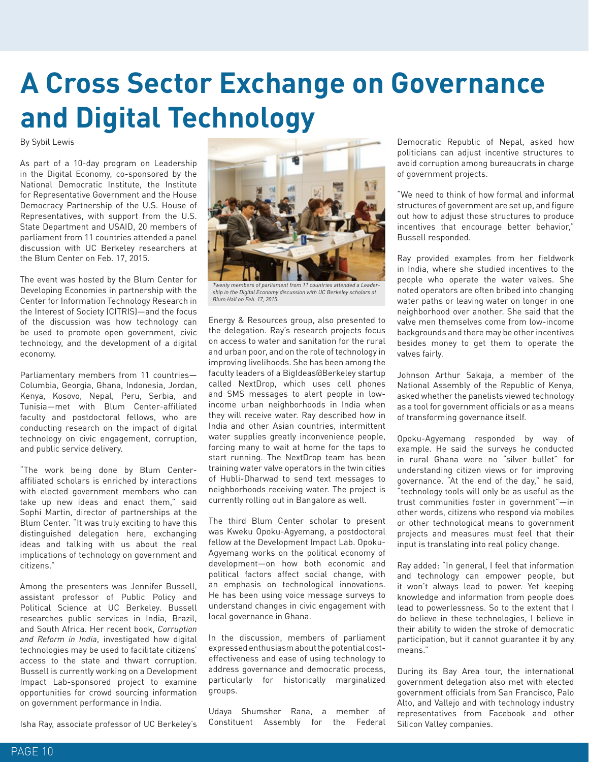# A Cross Sector Exchange on Governance and Digital Technology

By Sybil Lewis

As part of a 10-day program on Leadership in the Digital Economy, co-sponsored by the National Democratic Institute, the Institute for Representative Government and the House Democracy Partnership of the U.S. House of Representatives, with support from the U.S. State Department and USAID, 20 members of parliament from 11 countries attended a panel discussion with UC Berkeley researchers at the Blum Center on Feb. 17, 2015.

The event was hosted by the Blum Center for Developing Economies in partnership with the Center for Information Technology Research in the Interest of Society (CITRIS)—and the focus of the discussion was how technology can be used to promote open government, civic technology, and the development of a digital economy.

Parliamentary members from 11 countries—Columbia, Georgia, Ghana, Indonesia, Jordan, Kenya, Kosovo, Nepal, Peru, Serbia, and Tunisia—met with Blum Center-affiliated faculty and postdoctoral fellows, who are conducting research on the impact of digital technology on civic engagement, corruption, and public service delivery.

"The work being done by Blum Center-affiliated scholars is enriched by interactions with elected government members who can take up new ideas and enact them," said Sophi Martin, director of partnerships at the Blum Center. "It was truly exciting to have this distinguished delegation here, exchanging ideas and talking with us about the real implications of technology on government and citizens."

Among the presenters was Jennifer Bussell, assistant professor of Public Policy and Political Science at UC Berkeley. Bussell researches public services in India, Brazil, and South Africa. Her recent book, *Corruption and Reform in India*, investigated how digital technologies may be used to facilitate citizens' access to the state and thwart corruption. Bussell is currently working on a Development Impact Lab-sponsored project to examine opportunities for crowd sourcing information on government performance in India.

Isha Ray, associate professor of UC Berkeley's Energy & Resources group, also presented to the delegation. Ray's research projects focus on access to water and sanitation for the rural and urban poor, and on the role of technology in improving livelihoods. She has been among the faculty leaders of a BigIdeas@Berkeley startup called NextDrop, which uses cell phones and SMS messages to alert people in low-income urban neighborhoods in India when they will receive water. Ray described how in India and other Asian countries, intermittent water supplies greatly inconvenience people, forcing many to wait at home for the taps to start running. The NextDrop team has been training water valve operators in the twin cities of Hubli-Dharwad to send text messages to neighborhoods receiving water. The project is currently rolling out in Bangalore as well.

*Twenty members of parliament from 11 countries attended a Leadership in the Digital Economy discussion with UC Berkeley scholars at Blum Hall on Feb. 17, 2015.*

The third Blum Center scholar to present was Kweku Opoku-Agyemang, a postdoctoral fellow at the Development Impact Lab. Opoku-Agyemang works on the political economy of development—on how both economic and political factors affect social change, with an emphasis on technological innovations. He has been using voice message surveys to understand changes in civic engagement with local governance in Ghana.

In the discussion, members of parliament expressed enthusiasm about the potential cost-effectiveness and ease of using technology to address governance and democratic process, particularly for historically marginalized groups.

Udaya Shumsher Rana, a member of Constituent Assembly for the Federal Democratic Republic of Nepal, asked how politicians can adjust incentive structures to avoid corruption among bureaucrats in charge of government projects.

"We need to think of how formal and informal structures of government are set up, and figure out how to adjust those structures to produce incentives that encourage better behavior," Bussell responded.

Ray provided examples from her fieldwork in India, where she studied incentives to the people who operate the water valves. She noted operators are often bribed into changing water paths or leaving water on longer in one neighborhood over another. She said that the valve men themselves come from low-income backgrounds and there may be other incentives besides money to get them to operate the valves fairly.

Johnson Arthur Sakaja, a member of the National Assembly of the Republic of Kenya, asked whether the panelists viewed technology as a tool for government officials or as a means of transforming governance itself.

Opoku-Agyemang responded by way of example. He said the surveys he conducted in rural Ghana were no "silver bullet" for understanding citizen views or for improving governance. "At the end of the day," he said, "technology tools will only be as useful as the trust communities foster in government"—in other words, citizens who respond via mobiles or other technological means to government projects and measures must feel that their input is translating into real policy change.

Ray added: "In general, I feel that information and technology can empower people, but it won't always lead to power. Yet keeping knowledge and information from people does lead to powerlessness. So to the extent that I do believe in these technologies, I believe in their ability to widen the stroke of democratic participation, but it cannot guarantee it by any means."

During its Bay Area tour, the international government delegation also met with elected government officials from San Francisco, Palo Alto, and Vallejo and with technology industry representatives from Facebook and other Silicon Valley companies.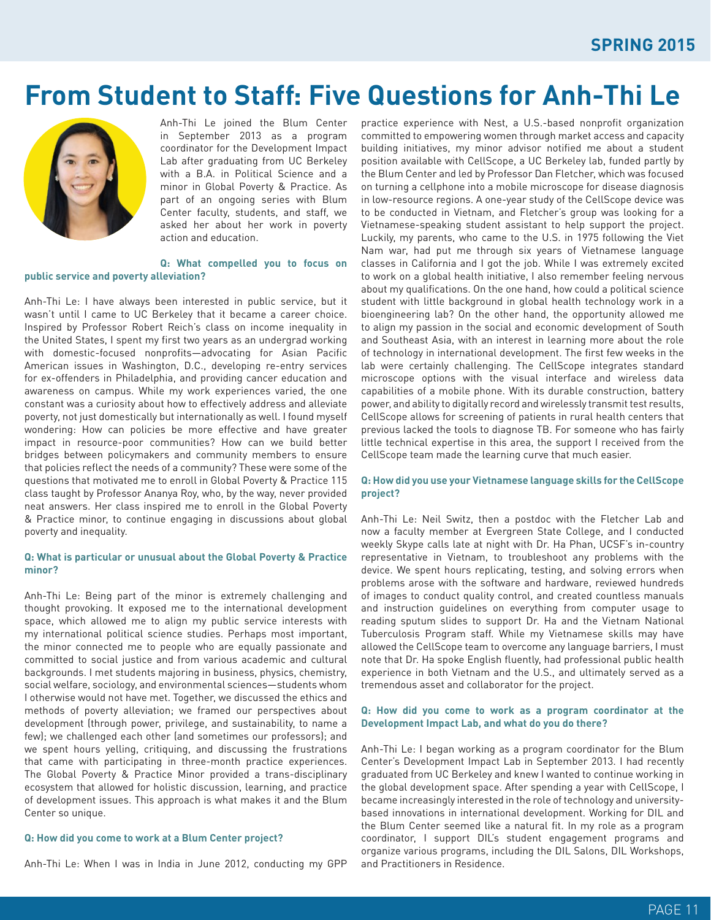# From Student to Staff: Five Questions for Anh-Thi Le

Anh-Thi Le joined the Blum Center in September 2013 as a program coordinator for the Development Impact Lab after graduating from UC Berkeley with a B.A. in Political Science and a minor in Global Poverty & Practice. As part of an ongoing series with Blum Center faculty, students, and staff, we asked her about her work in poverty action and education.

**Q: What compelled you to focus on public service and poverty alleviation?**

Anh-Thi Le: I have always been interested in public service, but it wasn't until I came to UC Berkeley that it became a career choice. Inspired by Professor Robert Reich's class on income inequality in the United States, I spent my first two years as an undergrad working with domestic-focused nonprofits—advocating for Asian Pacific American issues in Washington, D.C., developing re-entry services for ex-offenders in Philadelphia, and providing cancer education and awareness on campus. While my work experiences varied, the one constant was a curiosity about how to effectively address and alleviate poverty, not just domestically but internationally as well. I found myself wondering: How can policies be more effective and have greater impact in resource-poor communities? How can we build better bridges between policymakers and community members to ensure that policies reflect the needs of a community? These were some of the questions that motivated me to enroll in Global Poverty & Practice 115 class taught by Professor Ananya Roy, who, by the way, never provided neat answers. Her class inspired me to enroll in the Global Poverty & Practice minor, to continue engaging in discussions about global poverty and inequality.

**Q: What is particular or unusual about the Global Poverty & Practice minor?**

Anh-Thi Le: Being part of the minor is extremely challenging and thought provoking. It exposed me to the international development space, which allowed me to align my public service interests with my international political science studies. Perhaps most important, the minor connected me to people who are equally passionate and committed to social justice and from various academic and cultural backgrounds. I met students majoring in business, physics, chemistry, social welfare, sociology, and environmental sciences—students whom I otherwise would not have met. Together, we discussed the ethics and methods of poverty alleviation; we framed our perspectives about development (through power, privilege, and sustainability, to name a few); we challenged each other (and sometimes our professors); and we spent hours yelling, critiquing, and discussing the frustrations that came with participating in three-month practice experiences. The Global Poverty & Practice Minor provided a trans-disciplinary ecosystem that allowed for holistic discussion, learning, and practice of development issues. This approach is what makes it and the Blum Center so unique.

**Q: How did you come to work at a Blum Center project?**

Anh-Thi Le: When I was in India in June 2012, conducting my GPP practice experience with Nest, a U.S.-based nonprofit organization committed to empowering women through market access and capacity building initiatives, my minor advisor notified me about a student position available with CellScope, a UC Berkeley lab, funded partly by the Blum Center and led by Professor Dan Fletcher, which was focused on turning a cellphone into a mobile microscope for disease diagnosis in low-resource regions. A one-year study of the CellScope device was to be conducted in Vietnam, and Fletcher's group was looking for a Vietnamese-speaking student assistant to help support the project. Luckily, my parents, who came to the U.S. in 1975 following the Viet Nam war, had put me through six years of Vietnamese language classes in California and I got the job. While I was extremely excited to work on a global health initiative, I also remember feeling nervous about my qualifications. On the one hand, how could a political science student with little background in global health technology work in a bioengineering lab? On the other hand, the opportunity allowed me to align my passion in the social and economic development of South and Southeast Asia, with an interest in learning more about the role of technology in international development. The first few weeks in the lab were certainly challenging. The CellScope integrates standard microscope options with the visual interface and wireless data capabilities of a mobile phone. With its durable construction, battery power, and ability to digitally record and wirelessly transmit test results, CellScope allows for screening of patients in rural health centers that previous lacked the tools to diagnose TB. For someone who has fairly little technical expertise in this area, the support I received from the CellScope team made the learning curve that much easier.

**Q: How did you use your Vietnamese language skills for the CellScope project?**

Anh-Thi Le: Neil Switz, then a postdoc with the Fletcher Lab and now a faculty member at Evergreen State College, and I conducted weekly Skype calls late at night with Dr. Ha Phan, UCSF's in-country representative in Vietnam, to troubleshoot any problems with the device. We spent hours replicating, testing, and solving errors when problems arose with the software and hardware, reviewed hundreds of images to conduct quality control, and created countless manuals and instruction guidelines on everything from computer usage to reading sputum slides to support Dr. Ha and the Vietnam National Tuberculosis Program staff. While my Vietnamese skills may have allowed the CellScope team to overcome any language barriers, I must note that Dr. Ha spoke English fluently, had professional public health experience in both Vietnam and the U.S., and ultimately served as a tremendous asset and collaborator for the project.

**Q: How did you come to work as a program coordinator at the Development Impact Lab, and what do you do there?**

Anh-Thi Le: I began working as a program coordinator for the Blum Center's Development Impact Lab in September 2013. I had recently graduated from UC Berkeley and knew I wanted to continue working in the global development space. After spending a year with CellScope, I became increasingly interested in the role of technology and university-based innovations in international development. Working for DIL and the Blum Center seemed like a natural fit. In my role as a program coordinator, I support DIL's student engagement programs and organize various programs, including the DIL Salons, DIL Workshops, and Practitioners in Residence.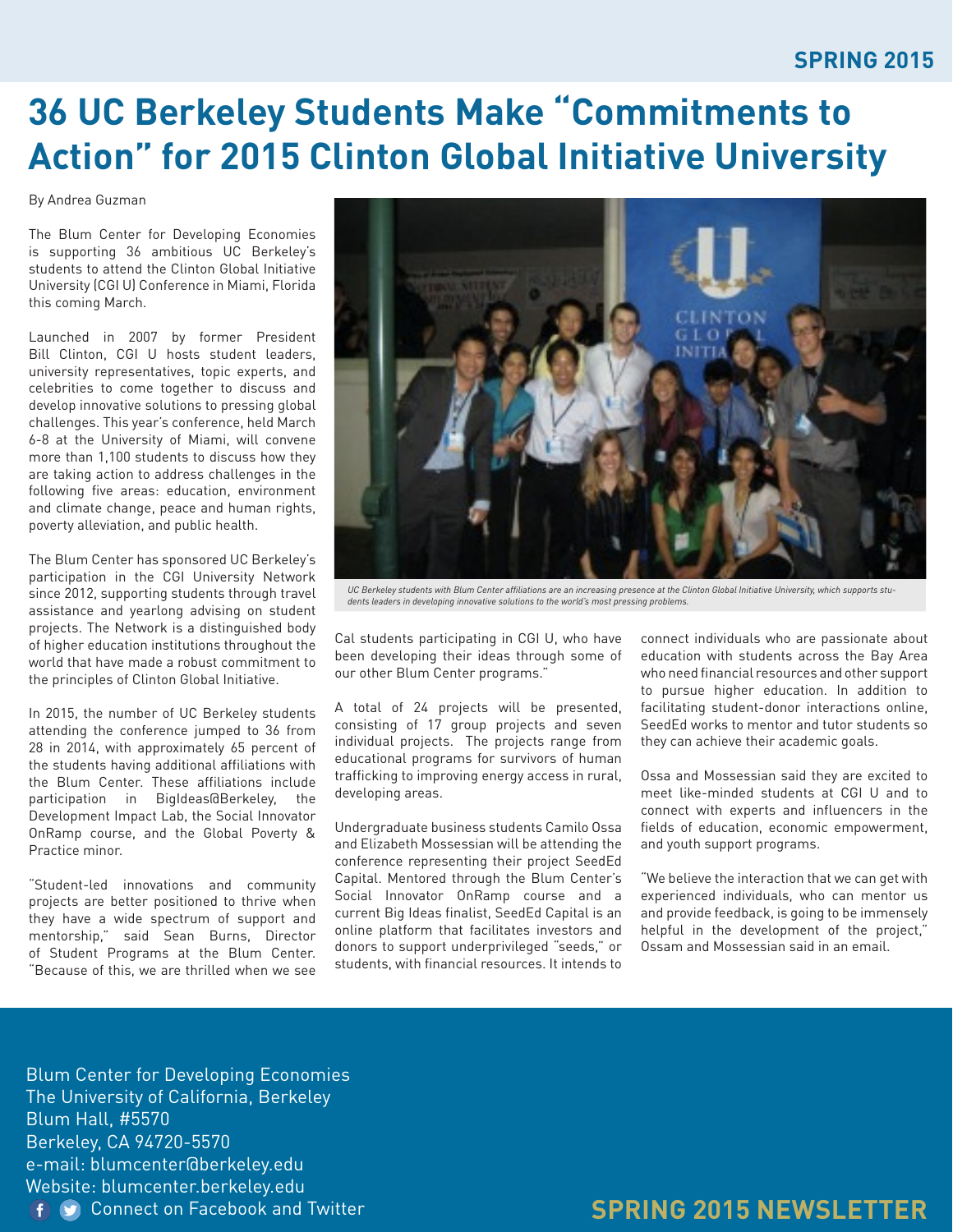# 36 UC Berkeley Students Make "Commitments to Action" for 2015 Clinton Global Initiative University

By Andrea Guzman

The Blum Center for Developing Economies is supporting 36 ambitious UC Berkeley's students to attend the Clinton Global Initiative University (CGI U) Conference in Miami, Florida this coming March.

Launched in 2007 by former President Bill Clinton, CGI U hosts student leaders, university representatives, topic experts, and celebrities to come together to discuss and develop innovative solutions to pressing global challenges. This year's conference, held March 6-8 at the University of Miami, will convene more than 1,100 students to discuss how they are taking action to address challenges in the following five areas: education, environment and climate change, peace and human rights, poverty alleviation, and public health.

The Blum Center has sponsored UC Berkeley's participation in the CGI University Network since 2012, supporting students through travel assistance and yearlong advising on student projects. The Network is a distinguished body of higher education institutions throughout the world that have made a robust commitment to the principles of Clinton Global Initiative.

In 2015, the number of UC Berkeley students attending the conference jumped to 36 from 28 in 2014, with approximately 65 percent of the students having additional affiliations with the Blum Center. These affiliations include participation in BigIdeas@Berkeley, the Development Impact Lab, the Social Innovator OnRamp course, and the Global Poverty & Practice minor.

"Student-led innovations and community projects are better positioned to thrive when they have a wide spectrum of support and mentorship," said Sean Burns, Director of Student Programs at the Blum Center. "Because of this, we are thrilled when we see Cal students participating in CGI U, who have been developing their ideas through some of our other Blum Center programs."

*UC Berkeley students with Blum Center affiliations are an increasing presence at the Clinton Global Initiative University, which supports students leaders in developing innovative solutions to the world's most pressing problems.*

A total of 24 projects will be presented, consisting of 17 group projects and seven individual projects. The projects range from educational programs for survivors of human trafficking to improving energy access in rural, developing areas.

Undergraduate business students Camilo Ossa and Elizabeth Mossessian will be attending the conference representing their project SeedEd Capital. Mentored through the Blum Center's Social Innovator OnRamp course and a current Big Ideas finalist, SeedEd Capital is an online platform that facilitates investors and donors to support underprivileged "seeds," or students, with financial resources. It intends to connect individuals who are passionate about education with students across the Bay Area who need financial resources and other support to pursue higher education. In addition to facilitating student-donor interactions online, SeedEd works to mentor and tutor students so they can achieve their academic goals.

Ossa and Mossessian said they are excited to meet like-minded students at CGI U and to connect with experts and influencers in the fields of education, economic empowerment, and youth support programs.

"We believe the interaction that we can get with experienced individuals, who can mentor us and provide feedback, is going to be immensely helpful in the development of the project," Ossam and Mossessian said in an email.

Blum Center for Developing Economies
The University of California, Berkeley
Blum Hall, #5570
Berkeley, CA 94720-5570
e-mail: blumcenter@berkeley.edu
Website: blumcenter.berkeley.edu
Connect on Facebook and Twitter